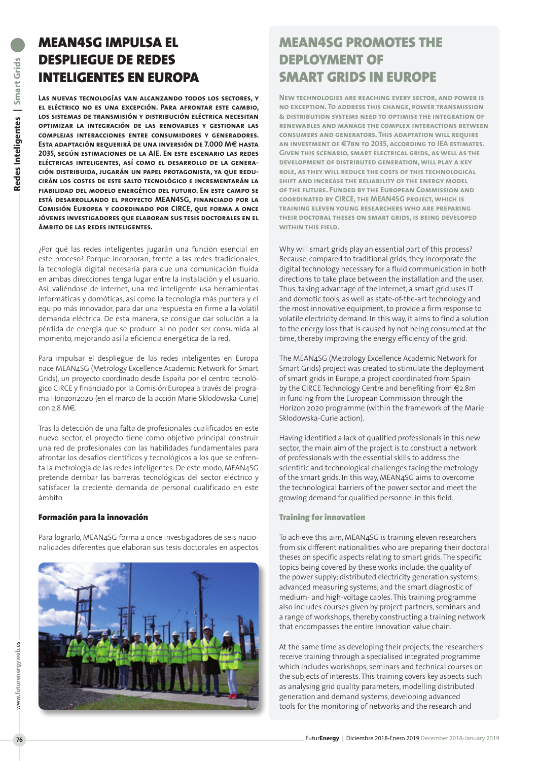# MEAN4SG IMPULSA EL DESPLIEGUE DE REDES INTELIGENTES EN EUROPA

**Las nuevas tecnologías van alcanzando todos los sectores, y el eléctrico no es una excepción. Para afrontar este cambio, los sistemas de transmisión y distribución eléctrica necesitan optimizar la integración de las renovables y gestionar las complejas interacciones entre consumidores y generadores. Esta adaptación requerirá de una inversión de 7.000 M€ hasta 2035, según estimaciones de la AIE. En este escenario las redes eléctricas inteligentes, así como el desarrollo de la generación distribuida, jugarán un papel protagonista, ya que reducirán los costes de este salto tecnológico e incrementarán la fiabilidad del modelo energético del futuro. En este campo se está desarrollando el proyecto MEAN4SG, financiado por la Comisión Europea y coordinado por CIRCE, que forma a once jóvenes investigadores que elaboran sus tesis doctorales en el ámbito de las redes inteligentes.**

¿Por qué las redes inteligentes jugarán una función esencial en este proceso? Porque incorporan, frente a las redes tradicionales, la tecnología digital necesaria para que una comunicación fluida en ambas direcciones tenga lugar entre la instalación y el usuario. Así, valiéndose de internet, una red inteligente usa herramientas informáticas y domóticas, así como la tecnología más puntera y el equipo más innovador, para dar una respuesta en firme a la volátil demanda eléctrica. De esta manera, se consigue dar solución a la pérdida de energía que se produce al no poder ser consumida al momento, mejorando así la eficiencia energética de la red.

Para impulsar el despliegue de las redes inteligentes en Europa nace MEAN4SG (Metrology Excellence Academic Network for Smart Grids), un proyecto coordinado desde España por el centro tecnológico CIRCE y financiado por la Comisión Europea a través del programa Horizon2020 (en el marco de la acción Marie Sklodowska-Curie) con 2,8 M€.

Tras la detección de una falta de profesionales cualificados en este nuevo sector, el proyecto tiene como objetivo principal construir una red de profesionales con las habilidades fundamentales para afrontar los desafíos científicos y tecnológicos a los que se enfrenta la metrología de las redes inteligentes. De este modo, MEAN4SG pretende derribar las barreras tecnológicas del sector eléctrico y satisfacer la creciente demanda de personal cualificado en este ámbito.

### Formación para la innovación

Para lograrlo, MEAN4SG forma a once investigadores de seis nacionalidades diferentes que elaboran sus tesis doctorales en aspectos

# MEAN4SG PROMOTES THE DEPLOYMENT OF SMART GRIDS IN EUROPE

**New technologies are reaching every sector, and power is no exception. To address this change, power transmission & distribution systems need to optimise the integration of renewables and manage the complex interactions between consumers and generators. This adaptation will require an investment of €7bn to 2035, according to IEA estimates. Given this scenario, smart electrical grids, as well as the development of distributed generation, will play a key role, as they will reduce the costs of this technological shift and increase the reliability of the energy model of the future. Funded by the European Commission and coordinated by CIRCE, the MEAN4SG project, which is training eleven young researchers who are preparing their doctoral theses on smart grids, is being developed within this field.**

Why will smart grids play an essential part of this process? Because, compared to traditional grids, they incorporate the digital technology necessary for a fluid communication in both directions to take place between the installation and the user. Thus, taking advantage of the internet, a smart grid uses IT and domotic tools, as well as state-of-the-art technology and the most innovative equipment, to provide a firm response to volatile electricity demand. In this way, it aims to find a solution to the energy loss that is caused by not being consumed at the time, thereby improving the energy efficiency of the grid.

The MEAN4SG (Metrology Excellence Academic Network for Smart Grids) project was created to stimulate the deployment of smart grids in Europe, a project coordinated from Spain by the CIRCE Technology Centre and benefiting from €2.8m in funding from the European Commission through the Horizon 2020 programme (within the framework of the Marie Sklodowska-Curie action).

Having identified a lack of qualified professionals in this new sector, the main aim of the project is to construct a network of professionals with the essential skills to address the scientific and technological challenges facing the metrology of the smart grids. In this way, MEAN4SG aims to overcome the technological barriers of the power sector and meet the growing demand for qualified personnel in this field.

### Training for innovation

To achieve this aim, MEAN4SG is training eleven researchers from six different nationalities who are preparing their doctoral theses on specific aspects relating to smart grids. The specific topics being covered by these works include: the quality of the power supply; distributed electricity generation systems; advanced measuring systems; and the smart diagnostic of medium- and high-voltage cables. This training programme also includes courses given by project partners, seminars and a range of workshops, thereby constructing a training network that encompasses the entire innovation value chain.

At the same time as developing their projects, the researchers receive training through a specialised integrated programme which includes workshops, seminars and technical courses on the subjects of interests. This training covers key aspects such as analysing grid quality parameters, modelling distributed generation and demand systems, developing advanced tools for the monitoring of networks and the research and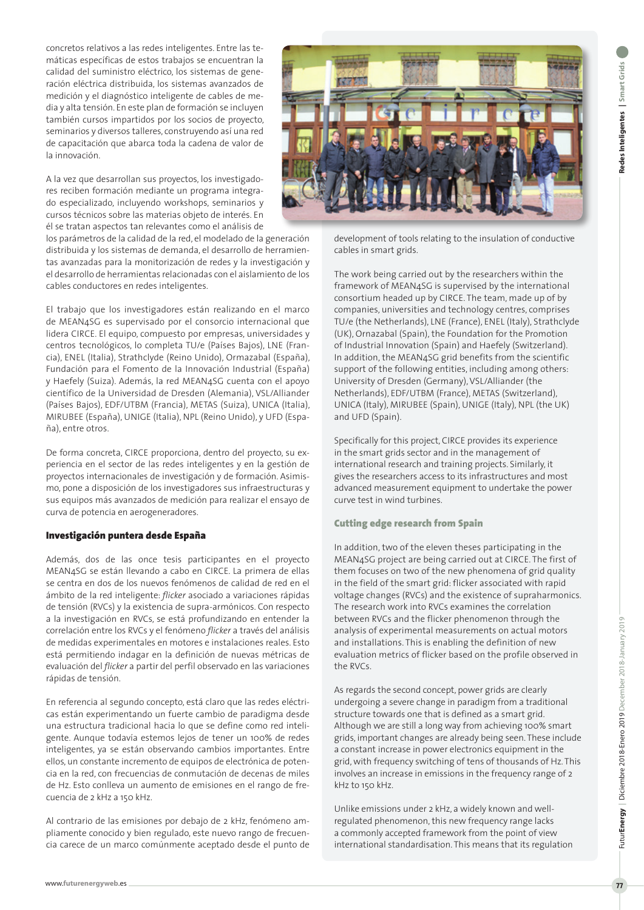concretos relativos a las redes inteligentes. Entre las temáticas específicas de estos trabajos se encuentran la calidad del suministro eléctrico, los sistemas de generación eléctrica distribuida, los sistemas avanzados de medición y el diagnóstico inteligente de cables de media y alta tensión. En este plan de formación se incluyen también cursos impartidos por los socios de proyecto, seminarios y diversos talleres, construyendo así una red de capacitación que abarca toda la cadena de valor de la innovación.

A la vez que desarrollan sus proyectos, los investigadores reciben formación mediante un programa integrado especializado, incluyendo workshops, seminarios y cursos técnicos sobre las materias objeto de interés. En él se tratan aspectos tan relevantes como el análisis de los parámetros de la calidad de la red, el modelado de la generación distribuida y los sistemas de demanda, el desarrollo de herramientas avanzadas para la monitorización de redes y la investigación y el desarrollo de herramientas relacionadas con el aislamiento de los cables conductores en redes inteligentes.

El trabajo que los investigadores están realizando en el marco de MEAN4SG es supervisado por el consorcio internacional que lidera CIRCE. El equipo, compuesto por empresas, universidades y centros tecnológicos, lo completa TU/e (Países Bajos), LNE (Francia), ENEL (Italia), Strathclyde (Reino Unido), Ormazabal (España), Fundación para el Fomento de la Innovación Industrial (España) y Haefely (Suiza). Además, la red MEAN4SG cuenta con el apoyo científico de la Universidad de Dresden (Alemania), VSL/Alliander (Países Bajos), EDF/UTBM (Francia), METAS (Suiza), UNICA (Italia), MIRUBEE (España), UNIGE (Italia), NPL (Reino Unido), y UFD (España), entre otros.

De forma concreta, CIRCE proporciona, dentro del proyecto, su experiencia en el sector de las redes inteligentes y en la gestión de proyectos internacionales de investigación y de formación. Asimismo, pone a disposición de los investigadores sus infraestructuras y sus equipos más avanzados de medición para realizar el ensayo de curva de potencia en aerogeneradores.

## Investigación puntera desde España

Además, dos de las once tesis participantes en el proyecto MEAN4SG se están llevando a cabo en CIRCE. La primera de ellas se centra en dos de los nuevos fenómenos de calidad de red en el ámbito de la red inteligente: *flicker* asociado a variaciones rápidas de tensión (RVCs) y la existencia de supra-armónicos. Con respecto a la investigación en RVCs, se está profundizando en entender la correlación entre los RVCs y el fenómeno *flicker* a través del análisis de medidas experimentales en motores e instalaciones reales. Esto está permitiendo indagar en la definición de nuevas métricas de evaluación del *flicker* a partir del perfil observado en las variaciones rápidas de tensión.

En referencia al segundo concepto, está claro que las redes eléctricas están experimentando un fuerte cambio de paradigma desde una estructura tradicional hacia lo que se define como red inteligente. Aunque todavía estemos lejos de tener un 100% de redes inteligentes, ya se están observando cambios importantes. Entre ellos, un constante incremento de equipos de electrónica de potencia en la red, con frecuencias de conmutación de decenas de miles de Hz. Esto conlleva un aumento de emisiones en el rango de frecuencia de 2 kHz a 150 kHz.

Al contrario de las emisiones por debajo de 2 kHz, fenómeno ampliamente conocido y bien regulado, este nuevo rango de frecuencia carece de un marco comúnmente aceptado desde el punto de

development of tools relating to the insulation of conductive cables in smart grids.

The work being carried out by the researchers within the framework of MEAN4SG is supervised by the international consortium headed up by CIRCE. The team, made up of by companies, universities and technology centres, comprises TU/e (the Netherlands), LNE (France), ENEL (Italy), Strathclyde (UK), Ornazabal (Spain), the Foundation for the Promotion of Industrial Innovation (Spain) and Haefely (Switzerland). In addition, the MEAN4SG grid benefits from the scientific support of the following entities, including among others: University of Dresden (Germany), VSL/Alliander (the Netherlands), EDF/UTBM (France), METAS (Switzerland), UNICA (Italy), MIRUBEE (Spain), UNIGE (Italy), NPL (the UK) and UFD (Spain).

Specifically for this project, CIRCE provides its experience in the smart grids sector and in the management of international research and training projects. Similarly, it gives the researchers access to its infrastructures and most advanced measurement equipment to undertake the power curve test in wind turbines.

## Cutting edge research from Spain

In addition, two of the eleven theses participating in the MEAN4SG project are being carried out at CIRCE. The first of them focuses on two of the new phenomena of grid quality in the field of the smart grid: flicker associated with rapid voltage changes (RVCs) and the existence of supraharmonics. The research work into RVCs examines the correlation between RVCs and the flicker phenomenon through the analysis of experimental measurements on actual motors and installations. This is enabling the definition of new evaluation metrics of flicker based on the profile observed in the RVCs.

As regards the second concept, power grids are clearly undergoing a severe change in paradigm from a traditional structure towards one that is defined as a smart grid. Although we are still a long way from achieving 100% smart grids, important changes are already being seen. These include a constant increase in power electronics equipment in the grid, with frequency switching of tens of thousands of Hz. This involves an increase in emissions in the frequency range of 2 kHz to 150 kHz.

Unlike emissions under 2 kHz, a widely known and well-regulated phenomenon, this new frequency range lacks a commonly accepted framework from the point of view international standardisation. This means that its regulation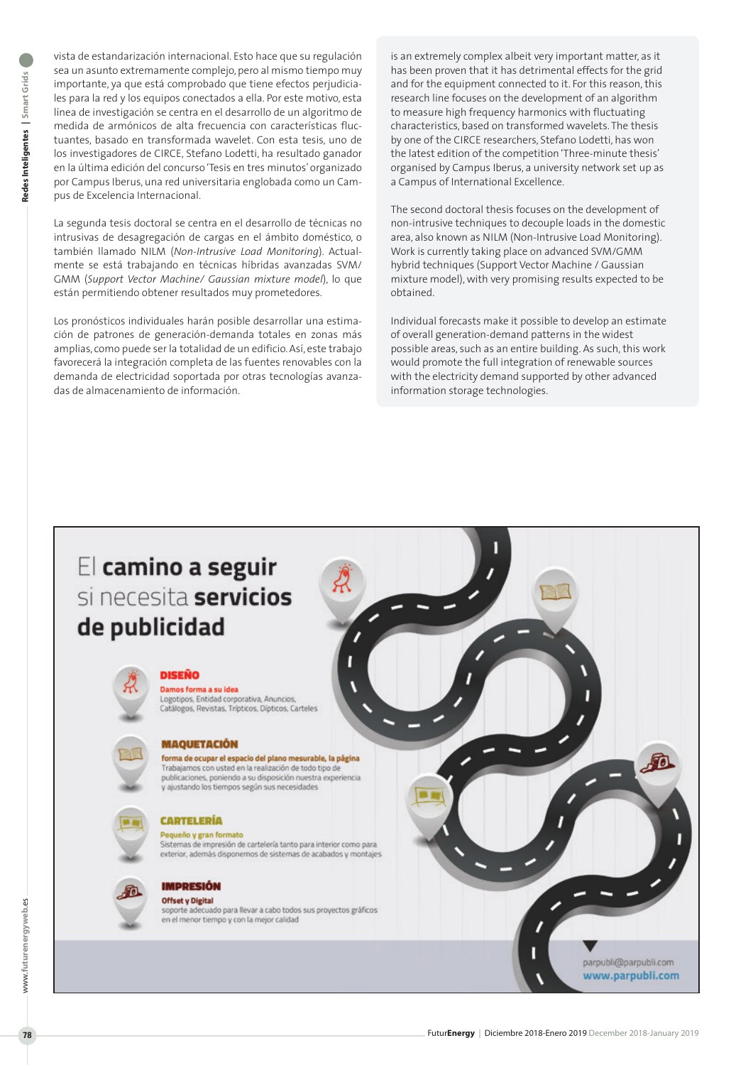vista de estandarización internacional. Esto hace que su regulación sea un asunto extremamente complejo, pero al mismo tiempo muy importante, ya que está comprobado que tiene efectos perjudiciales para la red y los equipos conectados a ella. Por este motivo, esta línea de investigación se centra en el desarrollo de un algoritmo de medida de armónicos de alta frecuencia con características fluctuantes, basado en transformada wavelet. Con esta tesis, uno de los investigadores de CIRCE, Stefano Lodetti, ha resultado ganador en la última edición del concurso 'Tesis en tres minutos' organizado por Campus Iberus, una red universitaria englobada como un Campus de Excelencia Internacional.

La segunda tesis doctoral se centra en el desarrollo de técnicas no intrusivas de desagregación de cargas en el ámbito doméstico, o también llamado NILM (*Non-Intrusive Load Monitoring*). Actualmente se está trabajando en técnicas híbridas avanzadas SVM/GMM (*Support Vector Machine/ Gaussian mixture model*), lo que están permitiendo obtener resultados muy prometedores.

Los pronósticos individuales harán posible desarrollar una estimación de patrones de generación-demanda totales en zonas más amplias, como puede ser la totalidad de un edificio. Así, este trabajo favorecerá la integración completa de las fuentes renovables con la demanda de electricidad soportada por otras tecnologías avanzadas de almacenamiento de información.

is an extremely complex albeit very important matter, as it has been proven that it has detrimental effects for the grid and for the equipment connected to it. For this reason, this research line focuses on the development of an algorithm to measure high frequency harmonics with fluctuating characteristics, based on transformed wavelets. The thesis by one of the CIRCE researchers, Stefano Lodetti, has won the latest edition of the competition 'Three-minute thesis' organised by Campus Iberus, a university network set up as a Campus of International Excellence.

The second doctoral thesis focuses on the development of non-intrusive techniques to decouple loads in the domestic area, also known as NILM (Non-Intrusive Load Monitoring). Work is currently taking place on advanced SVM/GMM hybrid techniques (Support Vector Machine / Gaussian mixture model), with very promising results expected to be obtained.

Individual forecasts make it possible to develop an estimate of overall generation-demand patterns in the widest possible areas, such as an entire building. As such, this work would promote the full integration of renewable sources with the electricity demand supported by other advanced information storage technologies.

El **camino a seguir** si necesita **servicios de publicidad**

**DISEÑO**
**Damos forma a su idea**
Logotipos, Entidad corporativa, Anuncios, Catálogos, Revistas, Trípticos, Dípticos, Carteles

**MAQUETACIÓN**
**forma de ocupar el espacio del plano mesurable, la página**
Trabajamos con usted en la realización de todo tipo de publicaciones, poniendo a su disposición nuestra experiencia y ajustando los tiempos según sus necesidades

**CARTELERÍA**
**Pequeño y gran formato**
Sistemas de impresión de cartelería tanto para interior como para exterior, además disponemos de sistemas de acabados y montajes

**IMPRESIÓN**
**Offset y Digital**
soporte adecuado para llevar a cabo todos sus proyectos gráficos en el menor tiempo y con la mejor calidad

parpubli@parpubli.com
**www.parpubli.com**